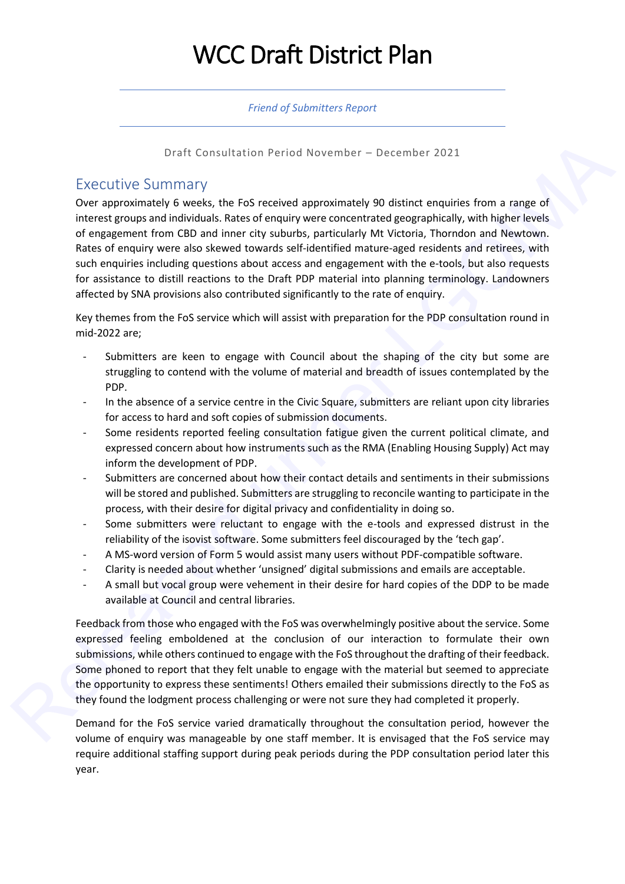# WCC Draft District Plan

*Friend of Submitters Report*

Draft Consultation Period November – December 2021

## Executive Summary

Over approximately 6 weeks, the FoS received approximately 90 distinct enquiries from a range of interest groups and individuals. Rates of enquiry were concentrated geographically, with higher levels of engagement from CBD and inner city suburbs, particularly Mt Victoria, Thorndon and Newtown. Rates of enquiry were also skewed towards self-identified mature-aged residents and retirees, with such enquiries including questions about access and engagement with the e-tools, but also requests for assistance to distill reactions to the Draft PDP material into planning terminology. Landowners affected by SNA provisions also contributed significantly to the rate of enquiry.

Key themes from the FoS service which will assist with preparation for the PDP consultation round in mid-2022 are;

- Submitters are keen to engage with Council about the shaping of the city but some are struggling to contend with the volume of material and breadth of issues contemplated by the PDP.
- In the absence of a service centre in the Civic Square, submitters are reliant upon city libraries for access to hard and soft copies of submission documents.
- Some residents reported feeling consultation fatigue given the current political climate, and expressed concern about how instruments such as the RMA (Enabling Housing Supply) Act may inform the development of PDP.
- Submitters are concerned about how their contact details and sentiments in their submissions will be stored and published. Submitters are struggling to reconcile wanting to participate in the process, with their desire for digital privacy and confidentiality in doing so.
- Some submitters were reluctant to engage with the e-tools and expressed distrust in the reliability of the isovist software. Some submitters feel discouraged by the 'tech gap'.
- A MS-word version of Form 5 would assist many users without PDF-compatible software.
- Clarity is needed about whether 'unsigned' digital submissions and emails are acceptable.
- A small but vocal group were vehement in their desire for hard copies of the DDP to be made available at Council and central libraries.

Feedback from those who engaged with the FoS was overwhelmingly positive about the service. Some expressed feeling emboldened at the conclusion of our interaction to formulate their own submissions, while others continued to engage with the FoS throughout the drafting of their feedback. Some phoned to report that they felt unable to engage with the material but seemed to appreciate the opportunity to express these sentiments! Others emailed their submissions directly to the FoS as they found the lodgment process challenging or were not sure they had completed it properly.

Demand for the FoS service varied dramatically throughout the consultation period, however the volume of enquiry was manageable by one staff member. It is envisaged that the FoS service may require additional staffing support during peak periods during the PDP consultation period later this year.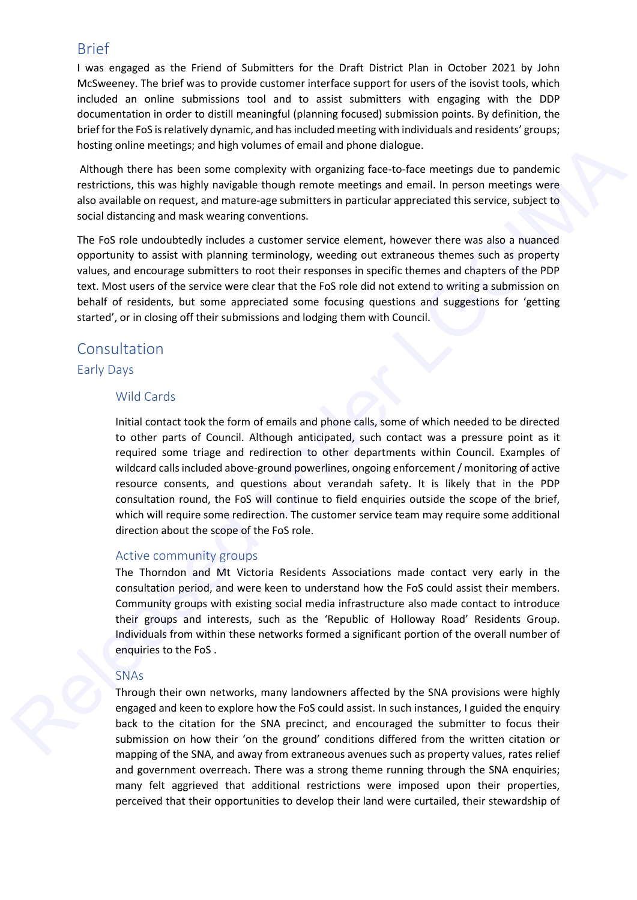## Brief

I was engaged as the Friend of Submitters for the Draft District Plan in October 2021 by John McSweeney. The brief was to provide customer interface support for users of the isovist tools, which included an online submissions tool and to assist submitters with engaging with the DDP documentation in order to distill meaningful (planning focused) submission points. By definition, the brief for the FoS is relatively dynamic, and has included meeting with individuals and residents' groups; hosting online meetings; and high volumes of email and phone dialogue.

Although there has been some complexity with organizing face-to-face meetings due to pandemic restrictions, this was highly navigable though remote meetings and email. In person meetings were also available on request, and mature-age submitters in particular appreciated this service, subject to social distancing and mask wearing conventions.

The FoS role undoubtedly includes a customer service element, however there was also a nuanced opportunity to assist with planning terminology, weeding out extraneous themes such as property values, and encourage submitters to root their responses in specific themes and chapters of the PDP text. Most users of the service were clear that the FoS role did not extend to writing a submission on behalf of residents, but some appreciated some focusing questions and suggestions for 'getting started', or in closing off their submissions and lodging them with Council.

## Consultation

### Early Days

#### Wild Cards

Initial contact took the form of emails and phone calls, some of which needed to be directed to other parts of Council. Although anticipated, such contact was a pressure point as it required some triage and redirection to other departments within Council. Examples of wildcard calls included above-ground powerlines, ongoing enforcement / monitoring of active resource consents, and questions about verandah safety. It is likely that in the PDP consultation round, the FoS will continue to field enquiries outside the scope of the brief, which will require some redirection. The customer service team may require some additional direction about the scope of the FoS role.

#### Active community groups

The Thorndon and Mt Victoria Residents Associations made contact very early in the consultation period, and were keen to understand how the FoS could assist their members. Community groups with existing social media infrastructure also made contact to introduce their groups and interests, such as the 'Republic of Holloway Road' Residents Group. Individuals from within these networks formed a significant portion of the overall number of enquiries to the FoS .

#### SNAs

Through their own networks, many landowners affected by the SNA provisions were highly engaged and keen to explore how the FoS could assist. In such instances, I guided the enquiry back to the citation for the SNA precinct, and encouraged the submitter to focus their submission on how their 'on the ground' conditions differed from the written citation or mapping of the SNA, and away from extraneous avenues such as property values, rates relief and government overreach. There was a strong theme running through the SNA enquiries; many felt aggrieved that additional restrictions were imposed upon their properties, perceived that their opportunities to develop their land were curtailed, their stewardship of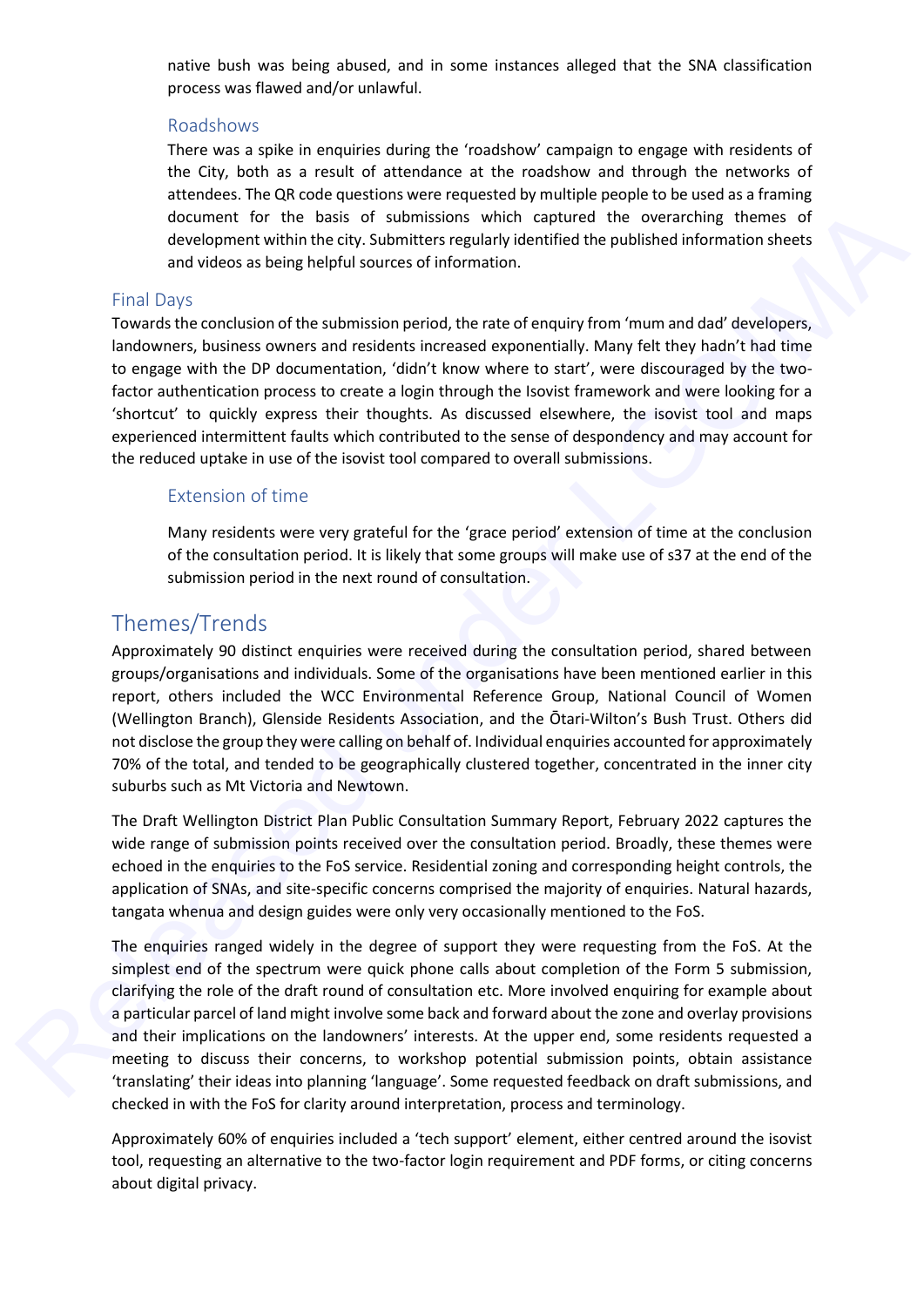native bush was being abused, and in some instances alleged that the SNA classification process was flawed and/or unlawful.

### Roadshows

There was a spike in enquiries during the 'roadshow' campaign to engage with residents of the City, both as a result of attendance at the roadshow and through the networks of attendees. The QR code questions were requested by multiple people to be used as a framing document for the basis of submissions which captured the overarching themes of development within the city. Submitters regularly identified the published information sheets and videos as being helpful sources of information.

## Final Days

Towards the conclusion of the submission period, the rate of enquiry from 'mum and dad' developers, landowners, business owners and residents increased exponentially. Many felt they hadn't had time to engage with the DP documentation, 'didn't know where to start', were discouraged by the two-factor authentication process to create a login through the Isovist framework and were looking for a 'shortcut' to quickly express their thoughts. As discussed elsewhere, the isovist tool and maps experienced intermittent faults which contributed to the sense of despondency and may account for the reduced uptake in use of the isovist tool compared to overall submissions.

### Extension of time

Many residents were very grateful for the 'grace period' extension of time at the conclusion of the consultation period. It is likely that some groups will make use of s37 at the end of the submission period in the next round of consultation.

# Themes/Trends

Approximately 90 distinct enquiries were received during the consultation period, shared between groups/organisations and individuals. Some of the organisations have been mentioned earlier in this report, others included the WCC Environmental Reference Group, National Council of Women (Wellington Branch), Glenside Residents Association, and the Ōtari-Wilton's Bush Trust. Others did not disclose the group they were calling on behalf of. Individual enquiries accounted for approximately 70% of the total, and tended to be geographically clustered together, concentrated in the inner city suburbs such as Mt Victoria and Newtown.

The Draft Wellington District Plan Public Consultation Summary Report, February 2022 captures the wide range of submission points received over the consultation period. Broadly, these themes were echoed in the enquiries to the FoS service. Residential zoning and corresponding height controls, the application of SNAs, and site-specific concerns comprised the majority of enquiries. Natural hazards, tangata whenua and design guides were only very occasionally mentioned to the FoS.

The enquiries ranged widely in the degree of support they were requesting from the FoS. At the simplest end of the spectrum were quick phone calls about completion of the Form 5 submission, clarifying the role of the draft round of consultation etc. More involved enquiring for example about a particular parcel of land might involve some back and forward about the zone and overlay provisions and their implications on the landowners' interests. At the upper end, some residents requested a meeting to discuss their concerns, to workshop potential submission points, obtain assistance 'translating' their ideas into planning 'language'. Some requested feedback on draft submissions, and checked in with the FoS for clarity around interpretation, process and terminology.

Approximately 60% of enquiries included a 'tech support' element, either centred around the isovist tool, requesting an alternative to the two-factor login requirement and PDF forms, or citing concerns about digital privacy.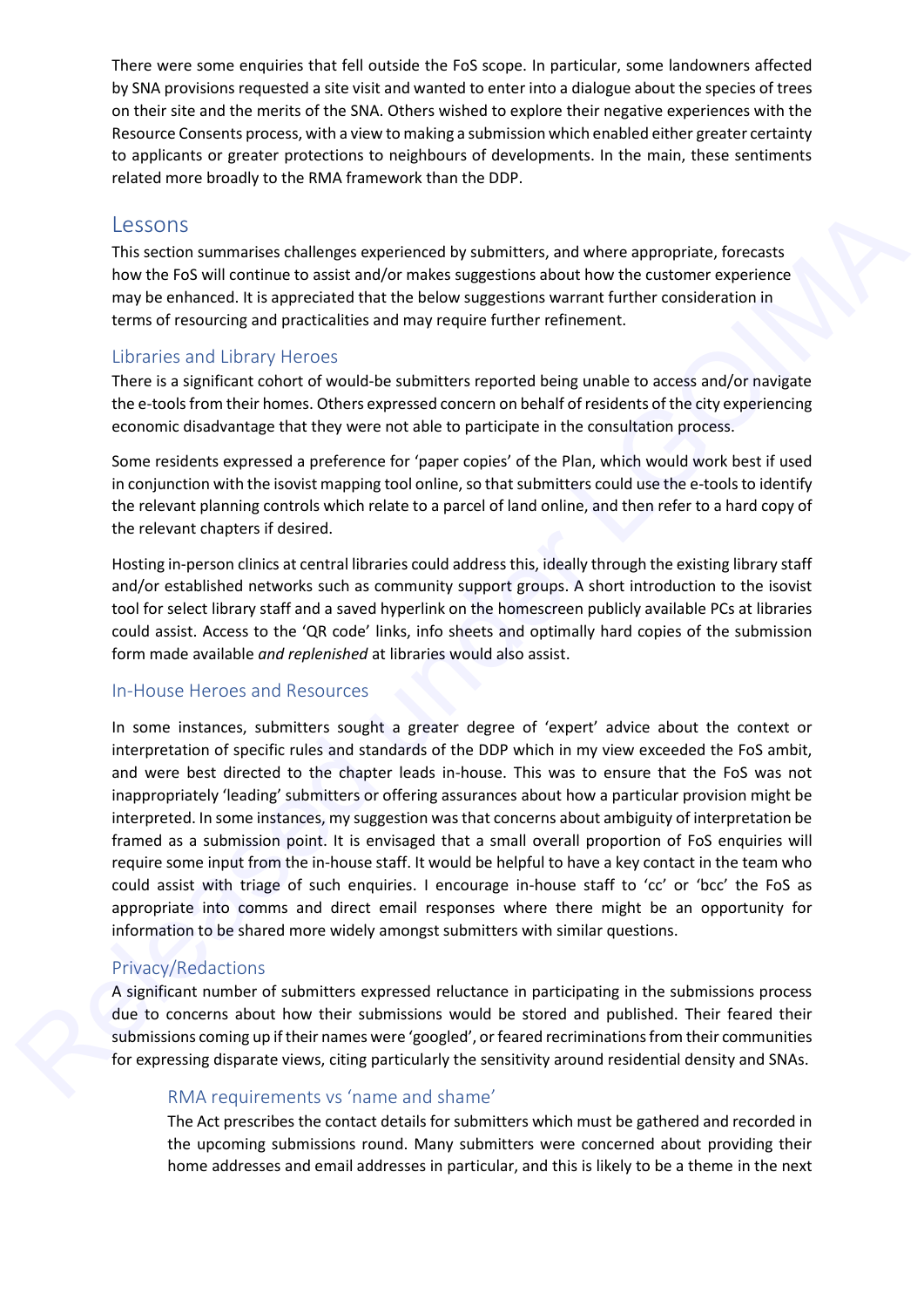There were some enquiries that fell outside the FoS scope. In particular, some landowners affected by SNA provisions requested a site visit and wanted to enter into a dialogue about the species of trees on their site and the merits of the SNA. Others wished to explore their negative experiences with the Resource Consents process, with a view to making a submission which enabled either greater certainty to applicants or greater protections to neighbours of developments. In the main, these sentiments related more broadly to the RMA framework than the DDP.

## Lessons

This section summarises challenges experienced by submitters, and where appropriate, forecasts how the FoS will continue to assist and/or makes suggestions about how the customer experience may be enhanced. It is appreciated that the below suggestions warrant further consideration in terms of resourcing and practicalities and may require further refinement.

### Libraries and Library Heroes

There is a significant cohort of would-be submitters reported being unable to access and/or navigate the e-tools from their homes. Others expressed concern on behalf of residents of the city experiencing economic disadvantage that they were not able to participate in the consultation process.

Some residents expressed a preference for 'paper copies' of the Plan, which would work best if used in conjunction with the isovist mapping tool online, so that submitters could use the e-tools to identify the relevant planning controls which relate to a parcel of land online, and then refer to a hard copy of the relevant chapters if desired.

Hosting in-person clinics at central libraries could address this, ideally through the existing library staff and/or established networks such as community support groups. A short introduction to the isovist tool for select library staff and a saved hyperlink on the homescreen publicly available PCs at libraries could assist. Access to the 'QR code' links, info sheets and optimally hard copies of the submission form made available *and replenished* at libraries would also assist.

### In-House Heroes and Resources

In some instances, submitters sought a greater degree of 'expert' advice about the context or interpretation of specific rules and standards of the DDP which in my view exceeded the FoS ambit, and were best directed to the chapter leads in-house. This was to ensure that the FoS was not inappropriately 'leading' submitters or offering assurances about how a particular provision might be interpreted. In some instances, my suggestion was that concerns about ambiguity of interpretation be framed as a submission point. It is envisaged that a small overall proportion of FoS enquiries will require some input from the in-house staff. It would be helpful to have a key contact in the team who could assist with triage of such enquiries. I encourage in-house staff to 'cc' or 'bcc' the FoS as appropriate into comms and direct email responses where there might be an opportunity for information to be shared more widely amongst submitters with similar questions.

### Privacy/Redactions

A significant number of submitters expressed reluctance in participating in the submissions process due to concerns about how their submissions would be stored and published. Their feared their submissions coming up if their names were 'googled', or feared recriminations from their communities for expressing disparate views, citing particularly the sensitivity around residential density and SNAs.

#### RMA requirements vs 'name and shame'

The Act prescribes the contact details for submitters which must be gathered and recorded in the upcoming submissions round. Many submitters were concerned about providing their home addresses and email addresses in particular, and this is likely to be a theme in the next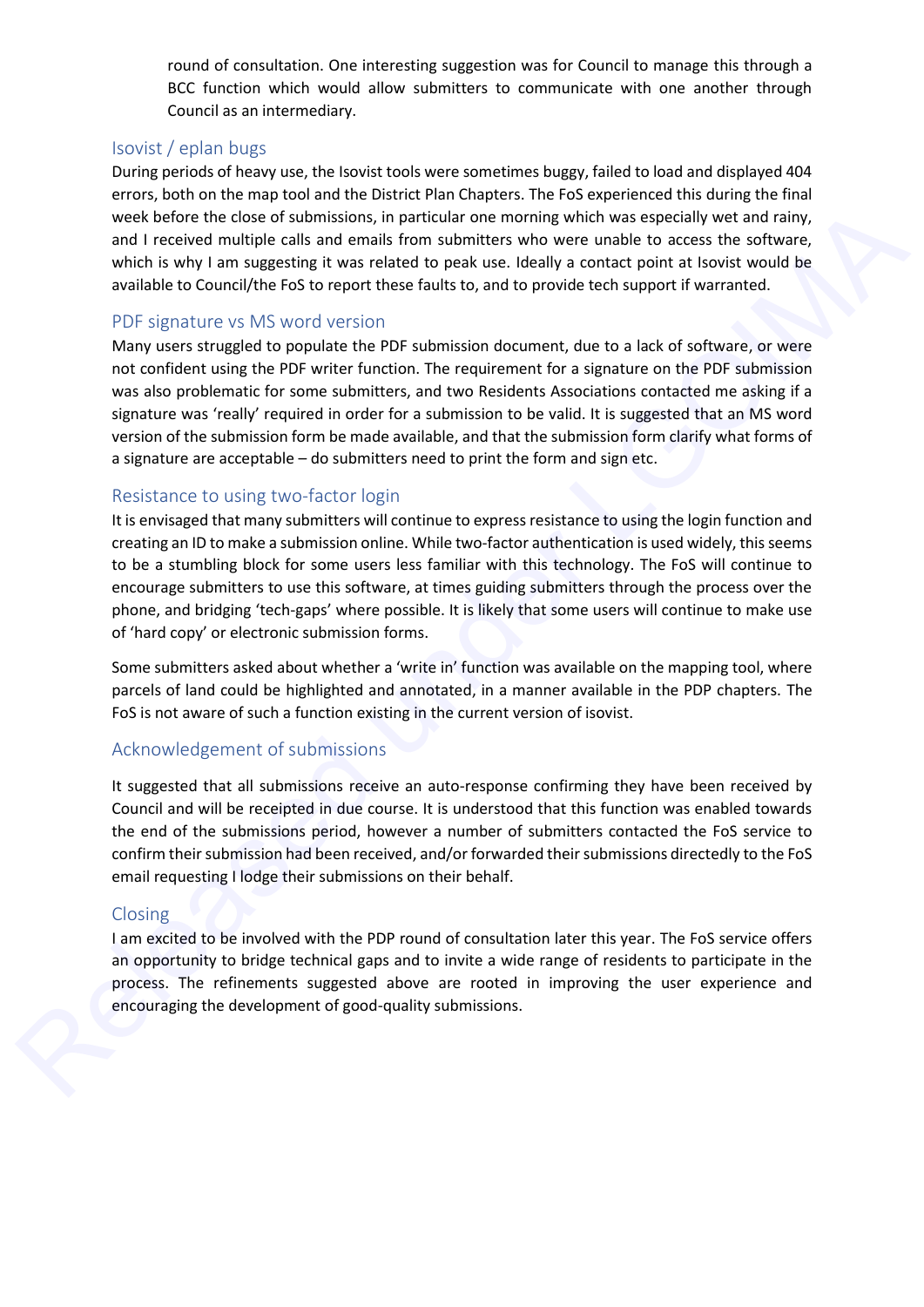round of consultation. One interesting suggestion was for Council to manage this through a BCC function which would allow submitters to communicate with one another through Council as an intermediary.

## Isovist / eplan bugs

During periods of heavy use, the Isovist tools were sometimes buggy, failed to load and displayed 404 errors, both on the map tool and the District Plan Chapters. The FoS experienced this during the final week before the close of submissions, in particular one morning which was especially wet and rainy, and I received multiple calls and emails from submitters who were unable to access the software, which is why I am suggesting it was related to peak use. Ideally a contact point at Isovist would be available to Council/the FoS to report these faults to, and to provide tech support if warranted.

## PDF signature vs MS word version

Many users struggled to populate the PDF submission document, due to a lack of software, or were not confident using the PDF writer function. The requirement for a signature on the PDF submission was also problematic for some submitters, and two Residents Associations contacted me asking if a signature was 'really' required in order for a submission to be valid. It is suggested that an MS word version of the submission form be made available, and that the submission form clarify what forms of a signature are acceptable – do submitters need to print the form and sign etc.

## Resistance to using two-factor login

It is envisaged that many submitters will continue to express resistance to using the login function and creating an ID to make a submission online. While two-factor authentication is used widely, this seems to be a stumbling block for some users less familiar with this technology. The FoS will continue to encourage submitters to use this software, at times guiding submitters through the process over the phone, and bridging 'tech-gaps' where possible. It is likely that some users will continue to make use of 'hard copy' or electronic submission forms.

Some submitters asked about whether a 'write in' function was available on the mapping tool, where parcels of land could be highlighted and annotated, in a manner available in the PDP chapters. The FoS is not aware of such a function existing in the current version of isovist.

## Acknowledgement of submissions

It suggested that all submissions receive an auto-response confirming they have been received by Council and will be receipted in due course. It is understood that this function was enabled towards the end of the submissions period, however a number of submitters contacted the FoS service to confirm their submission had been received, and/or forwarded their submissions directedly to the FoS email requesting I lodge their submissions on their behalf.

## Closing

I am excited to be involved with the PDP round of consultation later this year. The FoS service offers an opportunity to bridge technical gaps and to invite a wide range of residents to participate in the process. The refinements suggested above are rooted in improving the user experience and encouraging the development of good-quality submissions.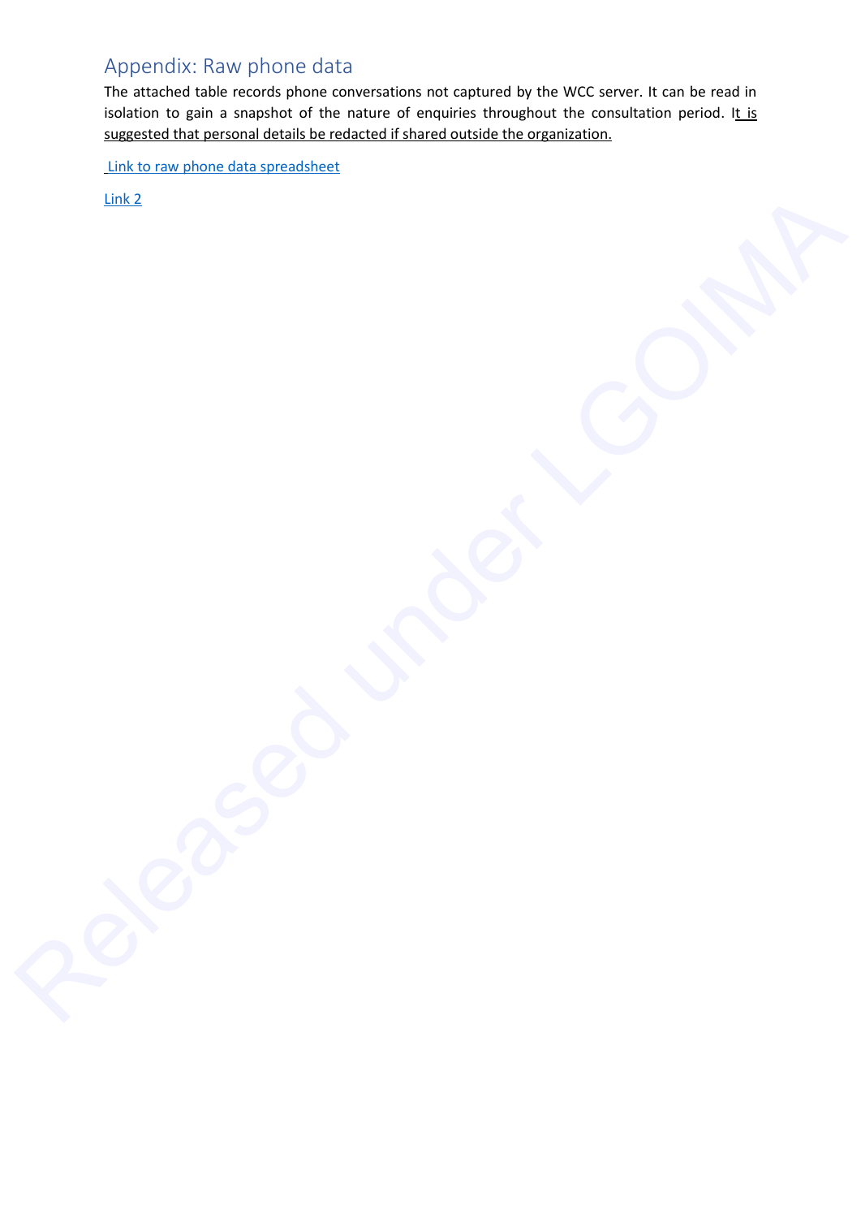## Appendix: Raw phone data

The attached table records phone conversations not captured by the WCC server. It can be read in isolation to gain a snapshot of the nature of enquiries throughout the consultation period. It is suggested that personal details be redacted if shared outside the organization.

Link to raw phone data spreadsheet

Link 2